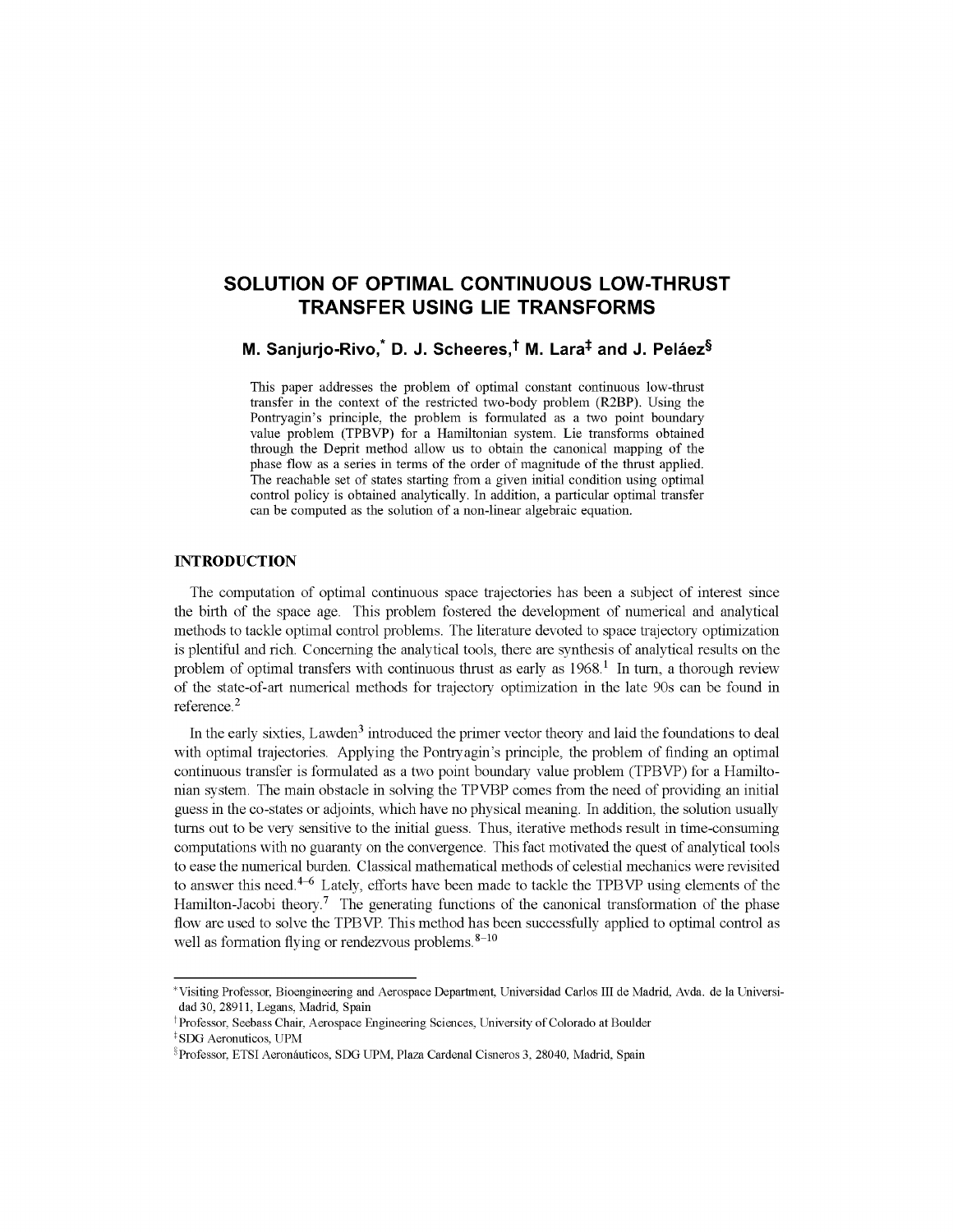# SOLUTION OF OPTIMAL CONTINUOUS LOW-THRUST TRANSFER USING LIE TRANSFORMS

**M. Sanjurjo-Rivo,[*] D. J. Scheeres,[†] M. Lara[‡] and J. Peláez[§]**

This paper addresses the problem of optimal constant continuous low-thrust transfer in the context of the restricted two-body problem (R2BP). Using the Pontryagin's principle, the problem is formulated as a two point boundary value problem (TPBVP) for a Hamiltonian system. Lie transforms obtained through the Deprit method allow us to obtain the canonical mapping of the phase flow as a series in terms of the order of magnitude of the thrust applied. The reachable set of states starting from a given initial condition using optimal control policy is obtained analytically. In addition, a particular optimal transfer can be computed as the solution of a non-linear algebraic equation.

## INTRODUCTION

The computation of optimal continuous space trajectories has been a subject of interest since the birth of the space age. This problem fostered the development of numerical and analytical methods to tackle optimal control problems. The literature devoted to space trajectory optimization is plentiful and rich. Concerning the analytical tools, there are synthesis of analytical results on the problem of optimal transfers with continuous thrust as early as 1968.[1] In turn, a thorough review of the state-of-art numerical methods for trajectory optimization in the late 90s can be found in reference.[2]

In the early sixties, Lawden[3] introduced the primer vector theory and laid the foundations to deal with optimal trajectories. Applying the Pontryagin's principle, the problem of finding an optimal continuous transfer is formulated as a two point boundary value problem (TPBVP) for a Hamiltonian system. The main obstacle in solving the TPVBP comes from the need of providing an initial guess in the co-states or adjoints, which have no physical meaning. In addition, the solution usually turns out to be very sensitive to the initial guess. Thus, iterative methods result in time-consuming computations with no guaranty on the convergence. This fact motivated the quest of analytical tools to ease the numerical burden. Classical mathematical methods of celestial mechanics were revisited to answer this need.[4–6] Lately, efforts have been made to tackle the TPBVP using elements of the Hamilton-Jacobi theory.[7] The generating functions of the canonical transformation of the phase flow are used to solve the TPBVP. This method has been successfully applied to optimal control as well as formation flying or rendezvous problems.[8–10]

---

[*] Visiting Professor, Bioengineering and Aerospace Department, Universidad Carlos III de Madrid, Avda. de la Universidad 30, 28911, Legans, Madrid, Spain

[†] Professor, Seebass Chair, Aerospace Engineering Sciences, University of Colorado at Boulder

[‡] SDG Aeronuticos, UPM

[§] Professor, ETSI Aeronáuticos, SDG UPM, Plaza Cardenal Cisneros 3, 28040, Madrid, Spain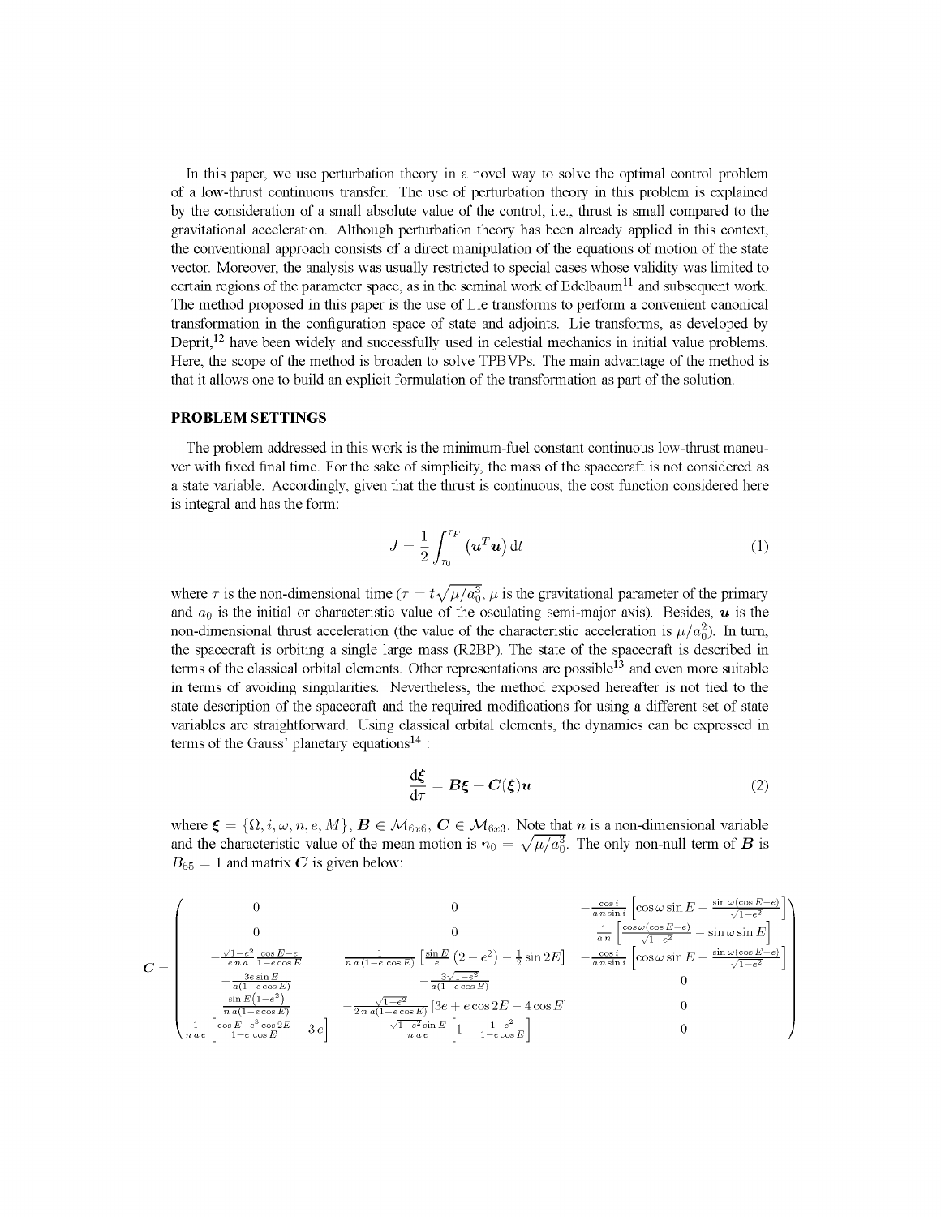In this paper, we use perturbation theory in a novel way to solve the optimal control problem of a low-thrust continuous transfer. The use of perturbation theory in this problem is explained by the consideration of a small absolute value of the control, i.e., thrust is small compared to the gravitational acceleration. Although perturbation theory has been already applied in this context, the conventional approach consists of a direct manipulation of the equations of motion of the state vector. Moreover, the analysis was usually restricted to special cases whose validity was limited to certain regions of the parameter space, as in the seminal work of Edelbaum[11] and subsequent work. The method proposed in this paper is the use of Lie transforms to perform a convenient canonical transformation in the configuration space of state and adjoints. Lie transforms, as developed by Deprit,[12] have been widely and successfully used in celestial mechanics in initial value problems. Here, the scope of the method is broaden to solve TPBVPs. The main advantage of the method is that it allows one to build an explicit formulation of the transformation as part of the solution.

## PROBLEM SETTINGS

The problem addressed in this work is the minimum-fuel constant continuous low-thrust maneuver with fixed final time. For the sake of simplicity, the mass of the spacecraft is not considered as a state variable. Accordingly, given that the thrust is continuous, the cost function considered here is integral and has the form:

$$J = \frac{1}{2}\int_{\tau_0}^{\tau_F} \left(\boldsymbol{u}^T\boldsymbol{u}\right) \mathrm{d}t \tag{1}$$

where $\tau$ is the non-dimensional time ($\tau = t\sqrt{\mu/a_0^3}$, $\mu$ is the gravitational parameter of the primary and $a_0$ is the initial or characteristic value of the osculating semi-major axis). Besides, $\boldsymbol{u}$ is the non-dimensional thrust acceleration (the value of the characteristic acceleration is $\mu/a_0^2$). In turn, the spacecraft is orbiting a single large mass (R2BP). The state of the spacecraft is described in terms of the classical orbital elements. Other representations are possible[13] and even more suitable in terms of avoiding singularities. Nevertheless, the method exposed hereafter is not tied to the state description of the spacecraft and the required modifications for using a different set of state variables are straightforward. Using classical orbital elements, the dynamics can be expressed in terms of the Gauss' planetary equations[14] :

$$\frac{\mathrm{d}\boldsymbol{\xi}}{\mathrm{d}\tau} = \boldsymbol{B}\boldsymbol{\xi} + \boldsymbol{C}(\boldsymbol{\xi})\boldsymbol{u} \tag{2}$$

where $\boldsymbol{\xi} = \{\Omega, i, \omega, n, e, M\}$, $\boldsymbol{B} \in \mathcal{M}_{6x6}$, $\boldsymbol{C} \in \mathcal{M}_{6x3}$. Note that $n$ is a non-dimensional variable and the characteristic value of the mean motion is $n_0 = \sqrt{\mu/a_0^3}$. The only non-null term of $\boldsymbol{B}$ is $B_{65} = 1$ and matrix $\boldsymbol{C}$ is given below:

$$\boldsymbol{C} = \begin{pmatrix} 0 & 0 & -\frac{\cos i}{a\,n\,\sin i}\left[\cos\omega\sin E + \frac{\sin\omega(\cos E - e)}{\sqrt{1-e^2}}\right] \\ 0 & 0 & \frac{1}{a\,n}\left[\frac{\cos\omega(\cos E-e)}{\sqrt{1-e^2}} - \sin\omega\sin E\right] \\ -\frac{\sqrt{1-e^2}}{e\,n\,a}\frac{\cos E - e}{1-e\cos E} & \frac{1}{n\,a\,(1-e\cos E)}\left[\frac{\sin E}{e}\left(2-e^2\right) - \frac{1}{2}\sin 2E\right] & -\frac{\cos i}{a\,n\,\sin i}\left[\cos\omega\sin E + \frac{\sin\omega(\cos E-e)}{\sqrt{1-e^2}}\right] \\ -\frac{3e\sin E}{a(1-e\cos E)} & -\frac{3\sqrt{1-e^2}}{a(1-e\cos E)} & 0 \\ \frac{\sin E\left(1-e^2\right)}{n\,a(1-e\cos E)} & -\frac{\sqrt{1-e^2}}{2\,n\,a(1-e\cos E)}\left[3e + e\cos 2E - 4\cos E\right] & 0 \\ \frac{1}{n\,a\,e}\left[\frac{\cos E - e^3\cos 2E}{1-e\cos E} - 3\,e\right] & -\frac{\sqrt{1-e^2}\sin E}{n\,a\,e}\left[1 + \frac{1-e^2}{1-e\cos E}\right] & 0 \end{pmatrix}$$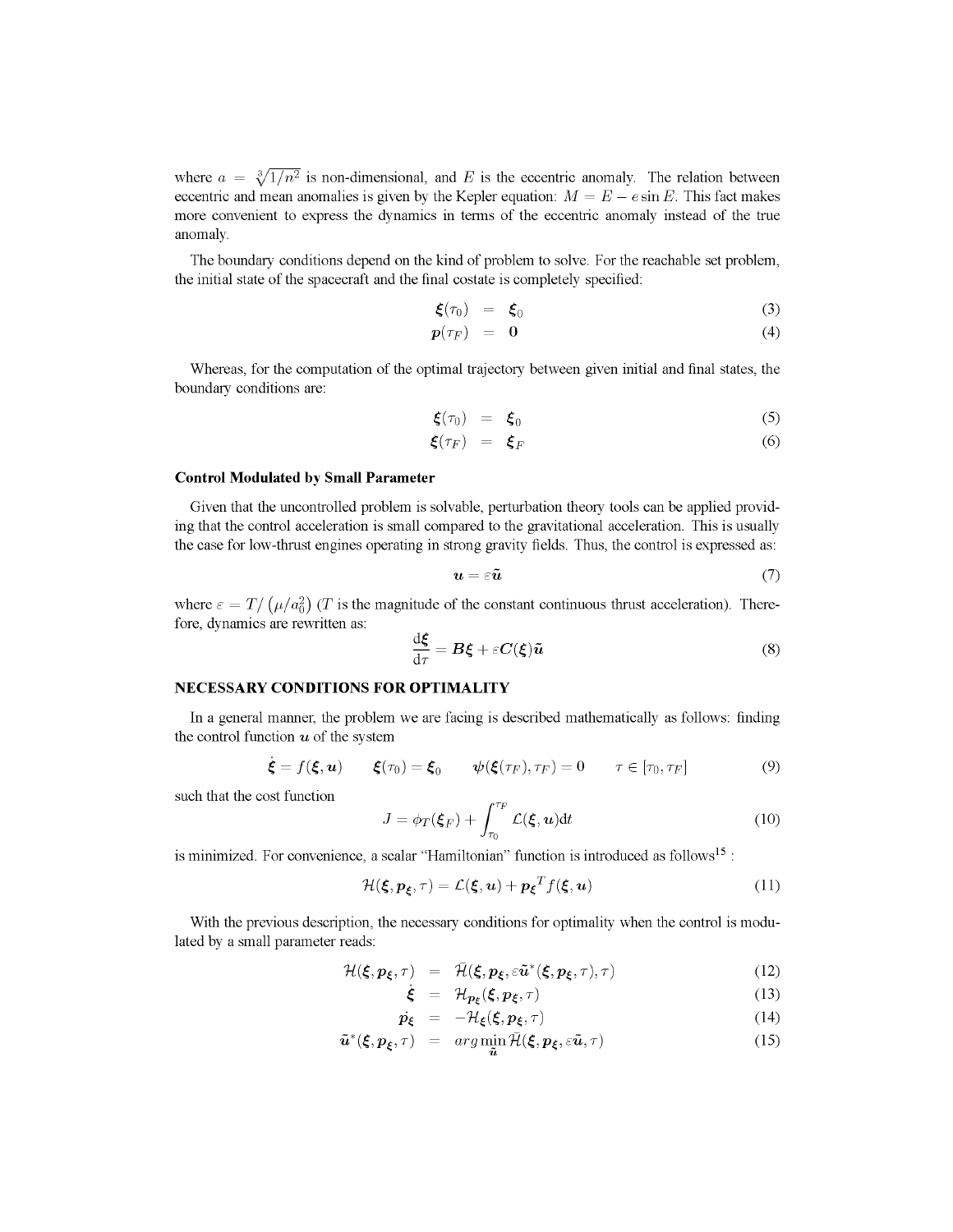where $a = \sqrt[3]{1/n^2}$ is non-dimensional, and $E$ is the eccentric anomaly. The relation between eccentric and mean anomalies is given by the Kepler equation: $M = E - e \sin E$. This fact makes more convenient to express the dynamics in terms of the eccentric anomaly instead of the true anomaly.

The boundary conditions depend on the kind of problem to solve. For the reachable set problem, the initial state of the spacecraft and the final costate is completely specified:

$$
\begin{aligned}
\boldsymbol{\xi}(\tau_0) &= \boldsymbol{\xi}_0 &(3)\\
\boldsymbol{p}(\tau_F) &= \mathbf{0} &(4)
\end{aligned}
$$

Whereas, for the computation of the optimal trajectory between given initial and final states, the boundary conditions are:

$$
\begin{aligned}
\boldsymbol{\xi}(\tau_0) &= \boldsymbol{\xi}_0 &(5)\\
\boldsymbol{\xi}(\tau_F) &= \boldsymbol{\xi}_F &(6)
\end{aligned}
$$

### Control Modulated by Small Parameter

Given that the uncontrolled problem is solvable, perturbation theory tools can be applied providing that the control acceleration is small compared to the gravitational acceleration. This is usually the case for low-thrust engines operating in strong gravity fields. Thus, the control is expressed as:

$$
\boldsymbol{u} = \varepsilon \tilde{\boldsymbol{u}} \tag{7}
$$

where $\varepsilon = T / \left(\mu / a_0^2\right)$ ($T$ is the magnitude of the constant continuous thrust acceleration). Therefore, dynamics are rewritten as:

$$
\frac{\mathrm{d}\boldsymbol{\xi}}{\mathrm{d}\tau} = \boldsymbol{B}\boldsymbol{\xi} + \varepsilon \boldsymbol{C}(\boldsymbol{\xi})\tilde{\boldsymbol{u}} \tag{8}
$$

## NECESSARY CONDITIONS FOR OPTIMALITY

In a general manner, the problem we are facing is described mathematically as follows: finding the control function $\boldsymbol{u}$ of the system

$$
\dot{\boldsymbol{\xi}} = f(\boldsymbol{\xi}, \boldsymbol{u}) \qquad \boldsymbol{\xi}(\tau_0) = \boldsymbol{\xi}_0 \qquad \boldsymbol{\psi}(\boldsymbol{\xi}(\tau_F), \tau_F) = \mathbf{0} \qquad \tau \in [\tau_0, \tau_F] \tag{9}
$$

such that the cost function

$$
J = \phi_T(\boldsymbol{\xi}_F) + \int_{\tau_0}^{\tau_F} \mathcal{L}(\boldsymbol{\xi}, \boldsymbol{u}) \mathrm{d}t \tag{10}
$$

is minimized. For convenience, a scalar "Hamiltonian" function is introduced as follows[15] :

$$
\mathcal{H}(\boldsymbol{\xi}, \boldsymbol{p}_{\boldsymbol{\xi}}, \tau) = \mathcal{L}(\boldsymbol{\xi}, \boldsymbol{u}) + \boldsymbol{p}_{\boldsymbol{\xi}}^T f(\boldsymbol{\xi}, \boldsymbol{u}) \tag{11}
$$

With the previous description, the necessary conditions for optimality when the control is modulated by a small parameter reads:

$$
\begin{aligned}
\mathcal{H}(\boldsymbol{\xi}, \boldsymbol{p}_{\boldsymbol{\xi}}, \tau) &= \bar{\mathcal{H}}(\boldsymbol{\xi}, \boldsymbol{p}_{\boldsymbol{\xi}}, \varepsilon \tilde{\boldsymbol{u}}^*(\boldsymbol{\xi}, \boldsymbol{p}_{\boldsymbol{\xi}}, \tau), \tau) &(12)\\
\dot{\boldsymbol{\xi}} &= \mathcal{H}_{\boldsymbol{p}_{\boldsymbol{\xi}}}(\boldsymbol{\xi}, \boldsymbol{p}_{\boldsymbol{\xi}}, \tau) &(13)\\
\dot{\boldsymbol{p}_{\boldsymbol{\xi}}} &= -\mathcal{H}_{\boldsymbol{\xi}}(\boldsymbol{\xi}, \boldsymbol{p}_{\boldsymbol{\xi}}, \tau) &(14)\\
\tilde{\boldsymbol{u}}^*(\boldsymbol{\xi}, \boldsymbol{p}_{\boldsymbol{\xi}}, \tau) &= arg \min_{\tilde{\boldsymbol{u}}} \bar{\mathcal{H}}(\boldsymbol{\xi}, \boldsymbol{p}_{\boldsymbol{\xi}}, \varepsilon \tilde{\boldsymbol{u}}, \tau) &(15)
\end{aligned}
$$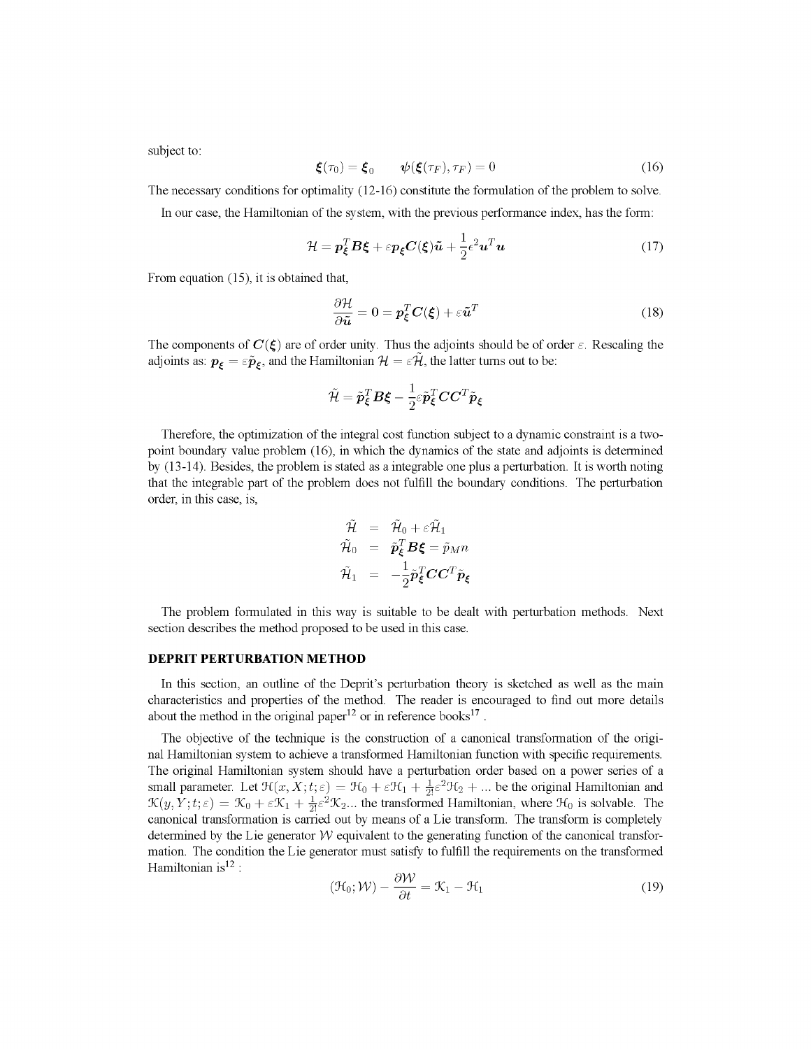subject to:

$$\boldsymbol{\xi}(\tau_0) = \boldsymbol{\xi}_0 \qquad \boldsymbol{\psi}(\boldsymbol{\xi}(\tau_F), \tau_F) = 0 \tag{16}$$

The necessary conditions for optimality (12-16) constitute the formulation of the problem to solve.

In our case, the Hamiltonian of the system, with the previous performance index, has the form:

$$\mathcal{H} = \boldsymbol{p}_{\boldsymbol{\xi}}^T \boldsymbol{B} \boldsymbol{\xi} + \varepsilon \boldsymbol{p}_{\boldsymbol{\xi}} \boldsymbol{C}(\boldsymbol{\xi}) \tilde{\boldsymbol{u}} + \frac{1}{2} \epsilon^2 \boldsymbol{u}^T \boldsymbol{u} \tag{17}$$

From equation (15), it is obtained that,

$$\frac{\partial \mathcal{H}}{\partial \tilde{\boldsymbol{u}}} = \boldsymbol{0} = \boldsymbol{p}_{\boldsymbol{\xi}}^T \boldsymbol{C}(\boldsymbol{\xi}) + \varepsilon \tilde{\boldsymbol{u}}^T \tag{18}$$

The components of $\boldsymbol{C}(\boldsymbol{\xi})$ are of order unity. Thus the adjoints should be of order $\varepsilon$. Rescaling the adjoints as: $\boldsymbol{p}_{\boldsymbol{\xi}} = \varepsilon \tilde{\boldsymbol{p}}_{\boldsymbol{\xi}}$, and the Hamiltonian $\mathcal{H} = \varepsilon \tilde{\mathcal{H}}$, the latter turns out to be:

$$\tilde{\mathcal{H}} = \tilde{\boldsymbol{p}}_{\boldsymbol{\xi}}^T \boldsymbol{B} \boldsymbol{\xi} - \frac{1}{2} \varepsilon \tilde{\boldsymbol{p}}_{\boldsymbol{\xi}}^T \boldsymbol{C} \boldsymbol{C}^T \tilde{\boldsymbol{p}}_{\boldsymbol{\xi}}$$

Therefore, the optimization of the integral cost function subject to a dynamic constraint is a two-point boundary value problem (16), in which the dynamics of the state and adjoints is determined by (13-14). Besides, the problem is stated as a integrable one plus a perturbation. It is worth noting that the integrable part of the problem does not fulfill the boundary conditions. The perturbation order, in this case, is,

$$\begin{aligned}
\tilde{\mathcal{H}} &= \tilde{\mathcal{H}}_0 + \varepsilon \tilde{\mathcal{H}}_1 \\
\tilde{\mathcal{H}}_0 &= \tilde{\boldsymbol{p}}_{\boldsymbol{\xi}}^T \boldsymbol{B} \boldsymbol{\xi} = \tilde{p}_M n \\
\tilde{\mathcal{H}}_1 &= -\frac{1}{2} \tilde{\boldsymbol{p}}_{\boldsymbol{\xi}}^T \boldsymbol{C} \boldsymbol{C}^T \tilde{\boldsymbol{p}}_{\boldsymbol{\xi}}
\end{aligned}$$

The problem formulated in this way is suitable to be dealt with perturbation methods. Next section describes the method proposed to be used in this case.

## DEPRIT PERTURBATION METHOD

In this section, an outline of the Deprit's perturbation theory is sketched as well as the main characteristics and properties of the method. The reader is encouraged to find out more details about the method in the original paper[12] or in reference books[17] .

The objective of the technique is the construction of a canonical transformation of the original Hamiltonian system to achieve a transformed Hamiltonian function with specific requirements. The original Hamiltonian system should have a perturbation order based on a power series of a small parameter. Let $\mathcal{H}(x, X; t; \varepsilon) = \mathcal{H}_0 + \varepsilon \mathcal{H}_1 + \frac{1}{2!}\varepsilon^2 \mathcal{H}_2 + ...$ be the original Hamiltonian and $\mathcal{K}(y, Y; t; \varepsilon) = \mathcal{K}_0 + \varepsilon \mathcal{K}_1 + \frac{1}{2!}\varepsilon^2 \mathcal{K}_2 ...$ the transformed Hamiltonian, where $\mathcal{H}_0$ is solvable. The canonical transformation is carried out by means of a Lie transform. The transform is completely determined by the Lie generator $\mathcal{W}$ equivalent to the generating function of the canonical transformation. The condition the Lie generator must satisfy to fulfill the requirements on the transformed Hamiltonian is[12] :

$$(\mathcal{H}_0; \mathcal{W}) - \frac{\partial \mathcal{W}}{\partial t} = \mathcal{K}_1 - \mathcal{H}_1 \tag{19}$$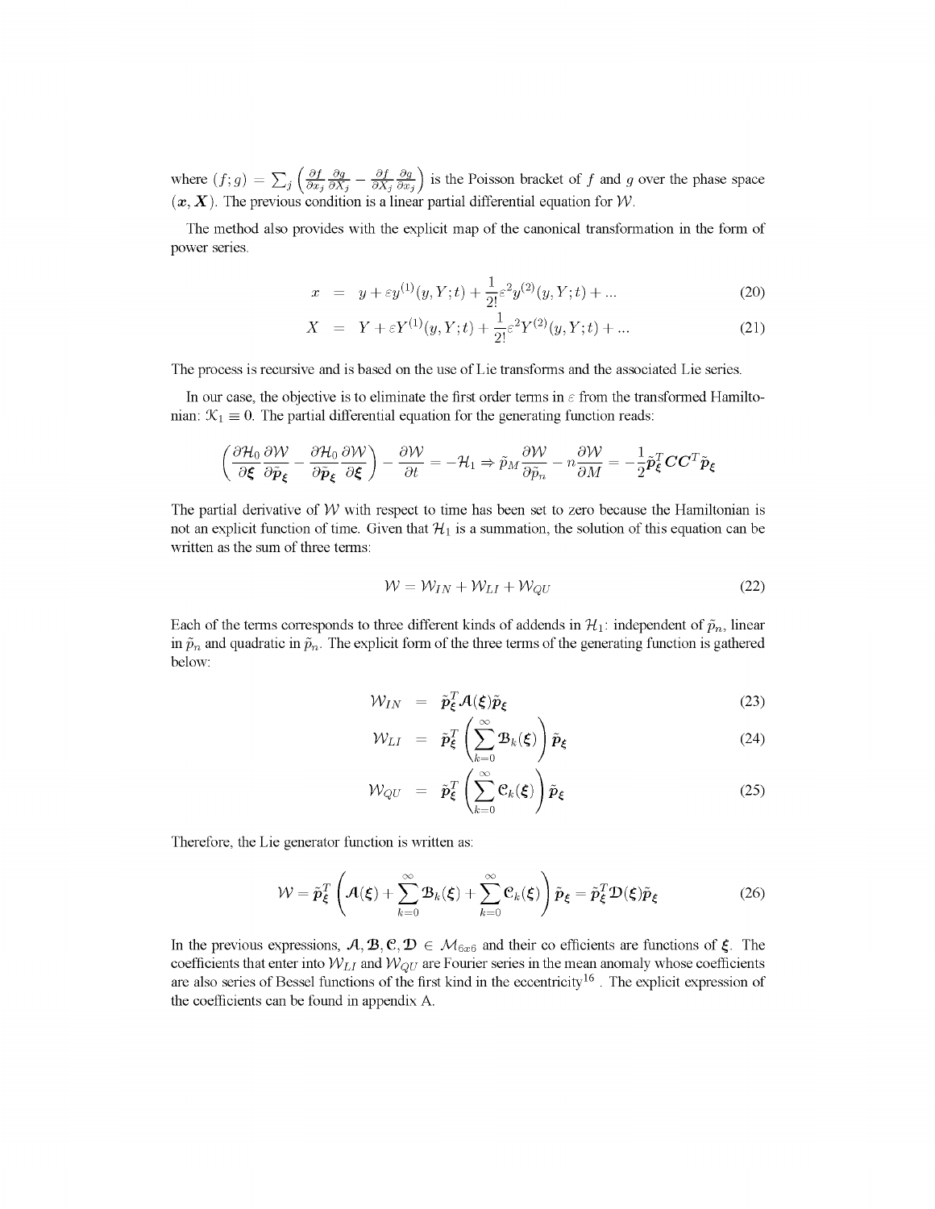where $(f;g) = \sum_j \left( \frac{\partial f}{\partial x_j} \frac{\partial g}{\partial X_j} - \frac{\partial f}{\partial X_j} \frac{\partial g}{\partial x_j} \right)$ is the Poisson bracket of $f$ and $g$ over the phase space $(\boldsymbol{x}, \boldsymbol{X})$. The previous condition is a linear partial differential equation for $\mathcal{W}$.

The method also provides with the explicit map of the canonical transformation in the form of power series.

$$x = y + \varepsilon y^{(1)}(y, Y; t) + \frac{1}{2!}\varepsilon^2 y^{(2)}(y, Y; t) + ... \tag{20}$$

$$X = Y + \varepsilon Y^{(1)}(y, Y; t) + \frac{1}{2!}\varepsilon^2 Y^{(2)}(y, Y; t) + ... \tag{21}$$

The process is recursive and is based on the use of Lie transforms and the associated Lie series.

In our case, the objective is to eliminate the first order terms in $\varepsilon$ from the transformed Hamiltonian: $\mathcal{K}_1 \equiv 0$. The partial differential equation for the generating function reads:

$$\left( \frac{\partial \mathcal{H}_0}{\partial \boldsymbol{\xi}} \frac{\partial \mathcal{W}}{\partial \tilde{\boldsymbol{p}}_{\boldsymbol{\xi}}} - \frac{\partial \mathcal{H}_0}{\partial \tilde{\boldsymbol{p}}_{\boldsymbol{\xi}}} \frac{\partial \mathcal{W}}{\partial \boldsymbol{\xi}} \right) - \frac{\partial \mathcal{W}}{\partial t} = -\mathcal{H}_1 \Rightarrow \tilde{p}_M \frac{\partial \mathcal{W}}{\partial \tilde{p}_n} - n \frac{\partial \mathcal{W}}{\partial M} = -\frac{1}{2} \tilde{\boldsymbol{p}}_{\boldsymbol{\xi}}^T \boldsymbol{C}\boldsymbol{C}^T \tilde{\boldsymbol{p}}_{\boldsymbol{\xi}}$$

The partial derivative of $\mathcal{W}$ with respect to time has been set to zero because the Hamiltonian is not an explicit function of time. Given that $\mathcal{H}_1$ is a summation, the solution of this equation can be written as the sum of three terms:

$$\mathcal{W} = \mathcal{W}_{IN} + \mathcal{W}_{LI} + \mathcal{W}_{QU} \tag{22}$$

Each of the terms corresponds to three different kinds of addends in $\mathcal{H}_1$: independent of $\tilde{p}_n$, linear in $\tilde{p}_n$ and quadratic in $\tilde{p}_n$. The explicit form of the three terms of the generating function is gathered below:

$$\mathcal{W}_{IN} = \tilde{\boldsymbol{p}}_{\boldsymbol{\xi}}^T \mathcal{A}(\boldsymbol{\xi}) \tilde{\boldsymbol{p}}_{\boldsymbol{\xi}} \tag{23}$$

$$\mathcal{W}_{LI} = \tilde{\boldsymbol{p}}_{\boldsymbol{\xi}}^T \left( \sum_{k=0}^{\infty} \mathcal{B}_k(\boldsymbol{\xi}) \right) \tilde{\boldsymbol{p}}_{\boldsymbol{\xi}} \tag{24}$$

$$\mathcal{W}_{QU} = \tilde{\boldsymbol{p}}_{\boldsymbol{\xi}}^T \left( \sum_{k=0}^{\infty} \mathcal{C}_k(\boldsymbol{\xi}) \right) \tilde{\boldsymbol{p}}_{\boldsymbol{\xi}} \tag{25}$$

Therefore, the Lie generator function is written as:

$$\mathcal{W} = \tilde{\boldsymbol{p}}_{\boldsymbol{\xi}}^T \left( \mathcal{A}(\boldsymbol{\xi}) + \sum_{k=0}^{\infty} \mathcal{B}_k(\boldsymbol{\xi}) + \sum_{k=0}^{\infty} \mathcal{C}_k(\boldsymbol{\xi}) \right) \tilde{\boldsymbol{p}}_{\boldsymbol{\xi}} = \tilde{\boldsymbol{p}}_{\boldsymbol{\xi}}^T \mathcal{D}(\boldsymbol{\xi}) \tilde{\boldsymbol{p}}_{\boldsymbol{\xi}} \tag{26}$$

In the previous expressions, $\mathcal{A}, \mathcal{B}, \mathcal{C}, \mathcal{D} \in \mathcal{M}_{6x6}$ and their co efficients are functions of $\boldsymbol{\xi}$. The coefficients that enter into $\mathcal{W}_{LI}$ and $\mathcal{W}_{QU}$ are Fourier series in the mean anomaly whose coefficients are also series of Bessel functions of the first kind in the eccentricity[16] . The explicit expression of the coefficients can be found in appendix A.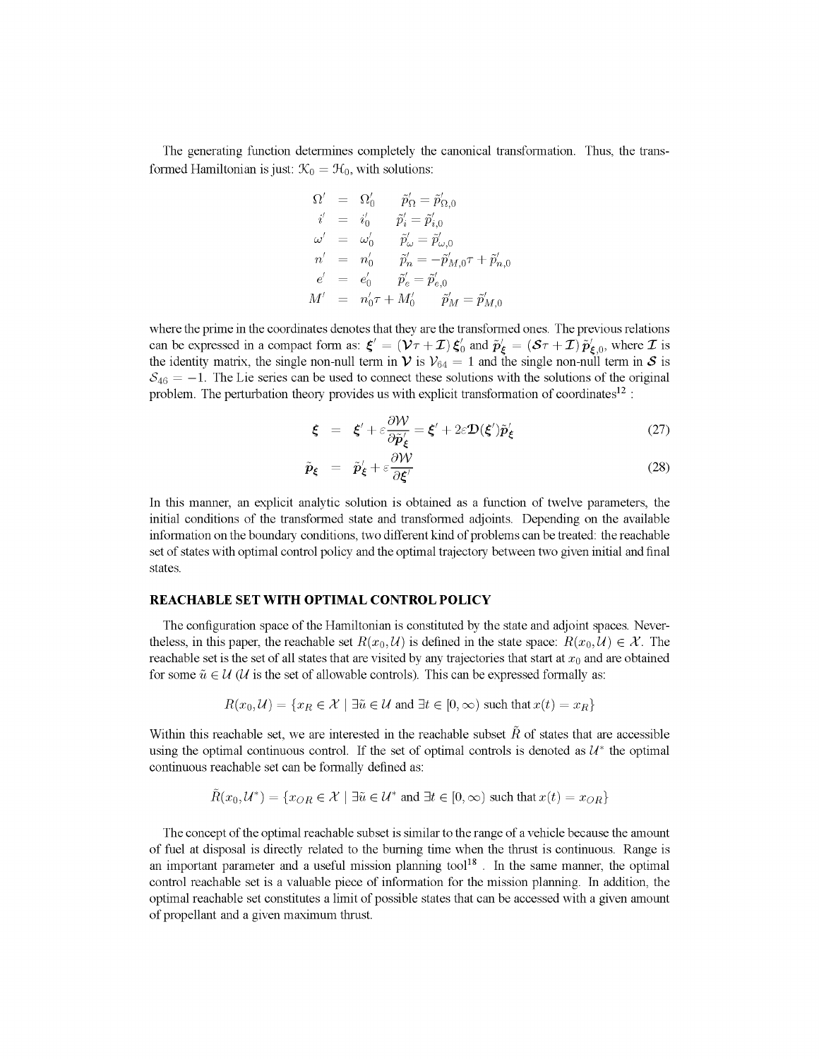The generating function determines completely the canonical transformation. Thus, the transformed Hamiltonian is just: $\mathcal{K}_0 = \mathcal{H}_0$, with solutions:

$$
\begin{aligned}
\Omega' &= \Omega'_0 & \tilde{p}'_\Omega &= \tilde{p}'_{\Omega,0} \\
i' &= i'_0 & \tilde{p}'_i &= \tilde{p}'_{i,0} \\
\omega' &= \omega'_0 & \tilde{p}'_\omega &= \tilde{p}'_{\omega,0} \\
n' &= n'_0 & \tilde{p}'_n &= -\tilde{p}'_{M,0}\tau + \tilde{p}'_{n,0} \\
e' &= e'_0 & \tilde{p}'_e &= \tilde{p}'_{e,0} \\
M' &= n'_0\tau + M'_0 & \tilde{p}'_M &= \tilde{p}'_{M,0}
\end{aligned}
$$

where the prime in the coordinates denotes that they are the transformed ones. The previous relations can be expressed in a compact form as: $\boldsymbol{\xi}' = (\boldsymbol{\mathcal{V}}\tau + \boldsymbol{\mathcal{I}})\,\boldsymbol{\xi}'_0$ and $\tilde{\boldsymbol{p}}'_{\boldsymbol{\xi}} = (\boldsymbol{\mathcal{S}}\tau + \boldsymbol{\mathcal{I}})\,\tilde{\boldsymbol{p}}'_{\boldsymbol{\xi},0}$, where $\boldsymbol{\mathcal{I}}$ is the identity matrix, the single non-null term in $\boldsymbol{\mathcal{V}}$ is $\mathcal{V}_{64} = 1$ and the single non-null term in $\boldsymbol{\mathcal{S}}$ is $\mathcal{S}_{46} = -1$. The Lie series can be used to connect these solutions with the solutions of the original problem. The perturbation theory provides us with explicit transformation of coordinates[12] :

$$
\boldsymbol{\xi} = \boldsymbol{\xi}' + \varepsilon \frac{\partial \mathcal{W}}{\partial \tilde{\boldsymbol{p}}'_{\boldsymbol{\xi}}} = \boldsymbol{\xi}' + 2\varepsilon \boldsymbol{\mathfrak{D}}(\boldsymbol{\xi}')\tilde{\boldsymbol{p}}'_{\boldsymbol{\xi}} \tag{27}
$$

$$
\tilde{\boldsymbol{p}}_{\boldsymbol{\xi}} = \tilde{\boldsymbol{p}}'_{\boldsymbol{\xi}} + \varepsilon \frac{\partial \mathcal{W}}{\partial \boldsymbol{\xi}'} \tag{28}
$$

In this manner, an explicit analytic solution is obtained as a function of twelve parameters, the initial conditions of the transformed state and transformed adjoints. Depending on the available information on the boundary conditions, two different kind of problems can be treated: the reachable set of states with optimal control policy and the optimal trajectory between two given initial and final states.

## REACHABLE SET WITH OPTIMAL CONTROL POLICY

The configuration space of the Hamiltonian is constituted by the state and adjoint spaces. Nevertheless, in this paper, the reachable set $R(x_0, \mathcal{U})$ is defined in the state space: $R(x_0, \mathcal{U}) \in \mathcal{X}$. The reachable set is the set of all states that are visited by any trajectories that start at $x_0$ and are obtained for some $\tilde{u} \in \mathcal{U}$ ($\mathcal{U}$ is the set of allowable controls). This can be expressed formally as:

$$
R(x_0, \mathcal{U}) = \{x_R \in \mathcal{X} \mid \exists \tilde{u} \in \mathcal{U} \text{ and } \exists t \in [0, \infty) \text{ such that } x(t) = x_R\}
$$

Within this reachable set, we are interested in the reachable subset $\tilde{R}$ of states that are accessible using the optimal continuous control. If the set of optimal controls is denoted as $\mathcal{U}^*$ the optimal continuous reachable set can be formally defined as:

$$
\tilde{R}(x_0, \mathcal{U}^*) = \{x_{OR} \in \mathcal{X} \mid \exists \tilde{u} \in \mathcal{U}^* \text{ and } \exists t \in [0, \infty) \text{ such that } x(t) = x_{OR}\}
$$

The concept of the optimal reachable subset is similar to the range of a vehicle because the amount of fuel at disposal is directly related to the burning time when the thrust is continuous. Range is an important parameter and a useful mission planning tool[18] . In the same manner, the optimal control reachable set is a valuable piece of information for the mission planning. In addition, the optimal reachable set constitutes a limit of possible states that can be accessed with a given amount of propellant and a given maximum thrust.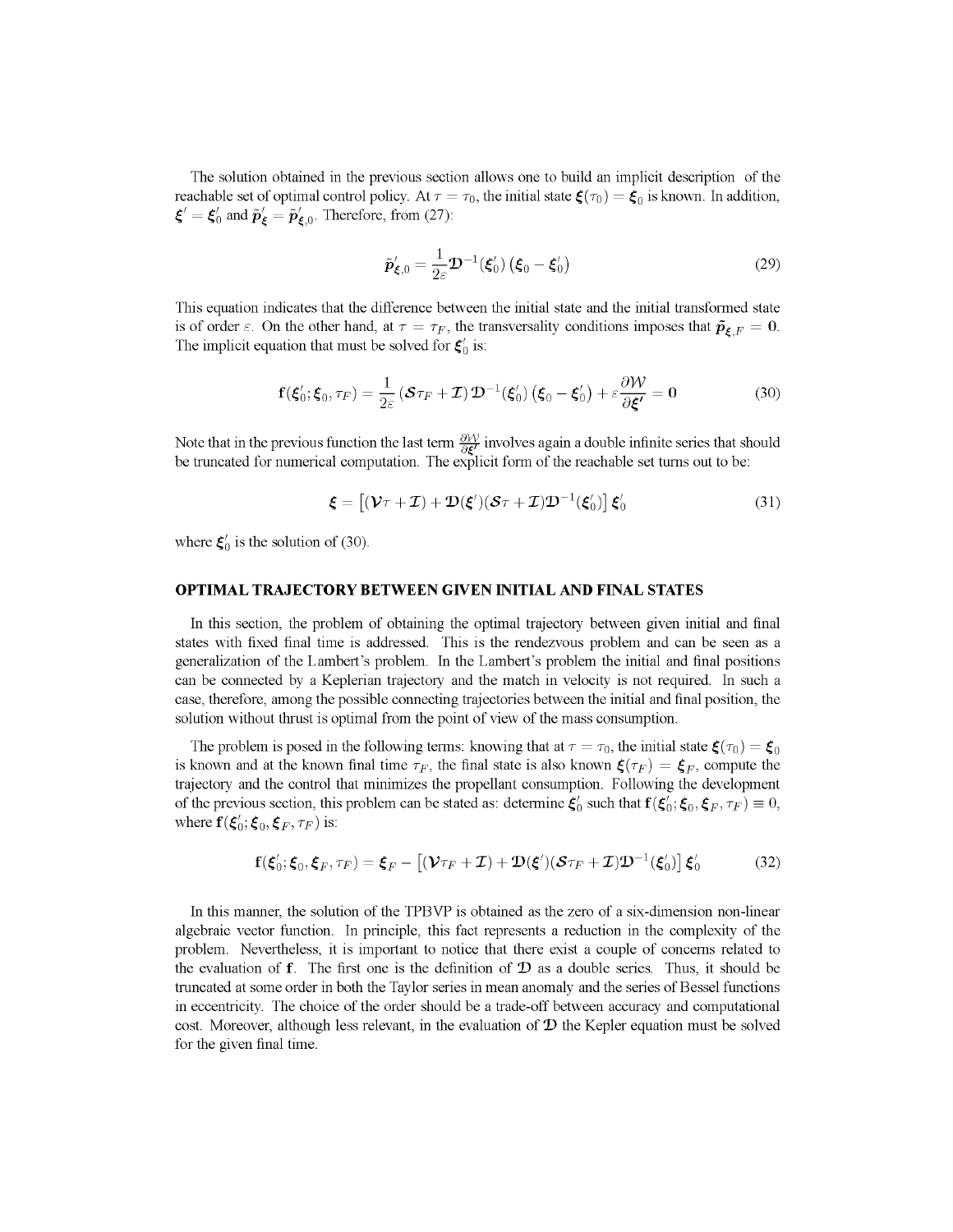The solution obtained in the previous section allows one to build an implicit description of the reachable set of optimal control policy. At $\tau = \tau_0$, the initial state $\boldsymbol{\xi}(\tau_0) = \boldsymbol{\xi}_0$ is known. In addition, $\boldsymbol{\xi}' = \boldsymbol{\xi}'_0$ and $\tilde{\boldsymbol{p}}'_{\boldsymbol{\xi}} = \tilde{\boldsymbol{p}}'_{\boldsymbol{\xi},0}$. Therefore, from (27):

$$\tilde{\boldsymbol{p}}'_{\boldsymbol{\xi},0} = \frac{1}{2\varepsilon}\boldsymbol{\mathfrak{D}}^{-1}(\boldsymbol{\xi}'_0)\left(\boldsymbol{\xi}_0 - \boldsymbol{\xi}'_0\right) \tag{29}$$

This equation indicates that the difference between the initial state and the initial transformed state is of order $\varepsilon$. On the other hand, at $\tau = \tau_F$, the transversality conditions imposes that $\tilde{\boldsymbol{p}}_{\boldsymbol{\xi},F} = \boldsymbol{0}$. The implicit equation that must be solved for $\boldsymbol{\xi}'_0$ is:

$$\mathbf{f}(\boldsymbol{\xi}'_0; \boldsymbol{\xi}_0, \tau_F) = \frac{1}{2\varepsilon}\left(\boldsymbol{\mathcal{S}}\tau_F + \boldsymbol{\mathcal{I}}\right)\boldsymbol{\mathfrak{D}}^{-1}(\boldsymbol{\xi}'_0)\left(\boldsymbol{\xi}_0 - \boldsymbol{\xi}'_0\right) + \varepsilon\frac{\partial \mathcal{W}}{\partial \boldsymbol{\xi}'} = \boldsymbol{0} \tag{30}$$

Note that in the previous function the last term $\frac{\partial \mathcal{W}}{\partial \boldsymbol{\xi}'}$ involves again a double infinite series that should be truncated for numerical computation. The explicit form of the reachable set turns out to be:

$$\boldsymbol{\xi} = \left[(\boldsymbol{\mathcal{V}}\tau + \boldsymbol{\mathcal{I}}) + \boldsymbol{\mathfrak{D}}(\boldsymbol{\xi}')(\boldsymbol{\mathcal{S}}\tau + \boldsymbol{\mathcal{I}})\boldsymbol{\mathfrak{D}}^{-1}(\boldsymbol{\xi}'_0)\right]\boldsymbol{\xi}'_0 \tag{31}$$

where $\boldsymbol{\xi}'_0$ is the solution of (30).

## OPTIMAL TRAJECTORY BETWEEN GIVEN INITIAL AND FINAL STATES

In this section, the problem of obtaining the optimal trajectory between given initial and final states with fixed final time is addressed. This is the rendezvous problem and can be seen as a generalization of the Lambert's problem. In the Lambert's problem the initial and final positions can be connected by a Keplerian trajectory and the match in velocity is not required. In such a case, therefore, among the possible connecting trajectories between the initial and final position, the solution without thrust is optimal from the point of view of the mass consumption.

The problem is posed in the following terms: knowing that at $\tau = \tau_0$, the initial state $\boldsymbol{\xi}(\tau_0) = \boldsymbol{\xi}_0$ is known and at the known final time $\tau_F$, the final state is also known $\boldsymbol{\xi}(\tau_F) = \boldsymbol{\xi}_F$, compute the trajectory and the control that minimizes the propellant consumption. Following the development of the previous section, this problem can be stated as: determine $\boldsymbol{\xi}'_0$ such that $\mathbf{f}(\boldsymbol{\xi}'_0; \boldsymbol{\xi}_0, \boldsymbol{\xi}_F, \tau_F) \equiv 0$, where $\mathbf{f}(\boldsymbol{\xi}'_0; \boldsymbol{\xi}_0, \boldsymbol{\xi}_F, \tau_F)$ is:

$$\mathbf{f}(\boldsymbol{\xi}'_0; \boldsymbol{\xi}_0, \boldsymbol{\xi}_F, \tau_F) = \boldsymbol{\xi}_F - \left[(\boldsymbol{\mathcal{V}}\tau_F + \boldsymbol{\mathcal{I}}) + \boldsymbol{\mathfrak{D}}(\boldsymbol{\xi}')(\boldsymbol{\mathcal{S}}\tau_F + \boldsymbol{\mathcal{I}})\boldsymbol{\mathfrak{D}}^{-1}(\boldsymbol{\xi}'_0)\right]\boldsymbol{\xi}'_0 \tag{32}$$

In this manner, the solution of the TPBVP is obtained as the zero of a six-dimension non-linear algebraic vector function. In principle, this fact represents a reduction in the complexity of the problem. Nevertheless, it is important to notice that there exist a couple of concerns related to the evaluation of $\mathbf{f}$. The first one is the definition of $\boldsymbol{\mathfrak{D}}$ as a double series. Thus, it should be truncated at some order in both the Taylor series in mean anomaly and the series of Bessel functions in eccentricity. The choice of the order should be a trade-off between accuracy and computational cost. Moreover, although less relevant, in the evaluation of $\boldsymbol{\mathfrak{D}}$ the Kepler equation must be solved for the given final time.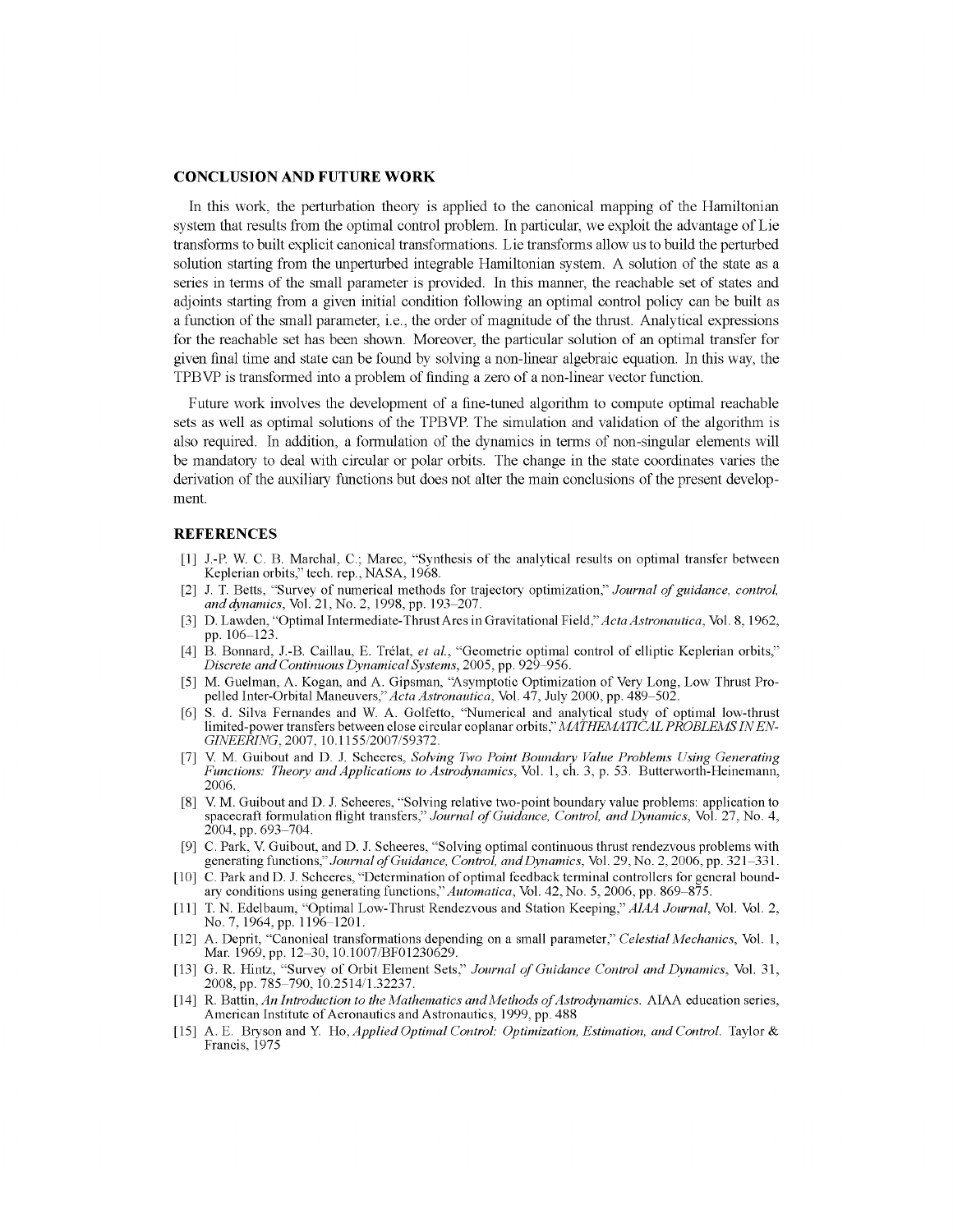## CONCLUSION AND FUTURE WORK

In this work, the perturbation theory is applied to the canonical mapping of the Hamiltonian system that results from the optimal control problem. In particular, we exploit the advantage of Lie transforms to built explicit canonical transformations. Lie transforms allow us to build the perturbed solution starting from the unperturbed integrable Hamiltonian system. A solution of the state as a series in terms of the small parameter is provided. In this manner, the reachable set of states and adjoints starting from a given initial condition following an optimal control policy can be built as a function of the small parameter, i.e., the order of magnitude of the thrust. Analytical expressions for the reachable set has been shown. Moreover, the particular solution of an optimal transfer for given final time and state can be found by solving a non-linear algebraic equation. In this way, the TPBVP is transformed into a problem of finding a zero of a non-linear vector function.

Future work involves the development of a fine-tuned algorithm to compute optimal reachable sets as well as optimal solutions of the TPBVP. The simulation and validation of the algorithm is also required. In addition, a formulation of the dynamics in terms of non-singular elements will be mandatory to deal with circular or polar orbits. The change in the state coordinates varies the derivation of the auxiliary functions but does not alter the main conclusions of the present development.

## REFERENCES

[1] J.-P. W. C. B. Marchal, C.; Marec, "Synthesis of the analytical results on optimal transfer between Keplerian orbits," tech. rep., NASA, 1968.

[2] J. T. Betts, "Survey of numerical methods for trajectory optimization," *Journal of guidance, control, and dynamics*, Vol. 21, No. 2, 1998, pp. 193–207.

[3] D. Lawden, "Optimal Intermediate-Thrust Arcs in Gravitational Field," *Acta Astronautica*, Vol. 8, 1962, pp. 106–123.

[4] B. Bonnard, J.-B. Caillau, E. Trélat, *et al.*, "Geometric optimal control of elliptic Keplerian orbits," *Discrete and Continuous Dynamical Systems*, 2005, pp. 929–956.

[5] M. Guelman, A. Kogan, and A. Gipsman, "Asymptotic Optimization of Very Long, Low Thrust Propelled Inter-Orbital Maneuvers," *Acta Astronautica*, Vol. 47, July 2000, pp. 489–502.

[6] S. d. Silva Fernandes and W. A. Golfetto, "Numerical and analytical study of optimal low-thrust limited-power transfers between close circular coplanar orbits," *MATHEMATICAL PROBLEMS IN ENGINEERING*, 2007, 10.1155/2007/59372.

[7] V. M. Guibout and D. J. Scheeres, *Solving Two Point Boundary Value Problems Using Generating Functions: Theory and Applications to Astrodynamics*, Vol. 1, ch. 3, p. 53. Butterworth-Heinemann, 2006.

[8] V. M. Guibout and D. J. Scheeres, "Solving relative two-point boundary value problems: application to spacecraft formulation flight transfers," *Journal of Guidance, Control, and Dynamics*, Vol. 27, No. 4, 2004, pp. 693–704.

[9] C. Park, V. Guibout, and D. J. Scheeres, "Solving optimal continuous thrust rendezvous problems with generating functions," *Journal of Guidance, Control, and Dynamics*, Vol. 29, No. 2, 2006, pp. 321–331.

[10] C. Park and D. J. Scheeres, "Determination of optimal feedback terminal controllers for general boundary conditions using generating functions," *Automatica*, Vol. 42, No. 5, 2006, pp. 869–875.

[11] T. N. Edelbaum, "Optimal Low-Thrust Rendezvous and Station Keeping," *AIAA Journal*, Vol. Vol. 2, No. 7, 1964, pp. 1196–1201.

[12] A. Deprit, "Canonical transformations depending on a small parameter," *Celestial Mechanics*, Vol. 1, Mar. 1969, pp. 12–30, 10.1007/BF01230629.

[13] G. R. Hintz, "Survey of Orbit Element Sets," *Journal of Guidance Control and Dynamics*, Vol. 31, 2008, pp. 785–790, 10.2514/1.32237.

[14] R. Battin, *An Introduction to the Mathematics and Methods of Astrodynamics*. AIAA education series, American Institute of Aeronautics and Astronautics, 1999, pp. 488

[15] A. E. Bryson and Y. Ho, *Applied Optimal Control: Optimization, Estimation, and Control*. Taylor & Francis, 1975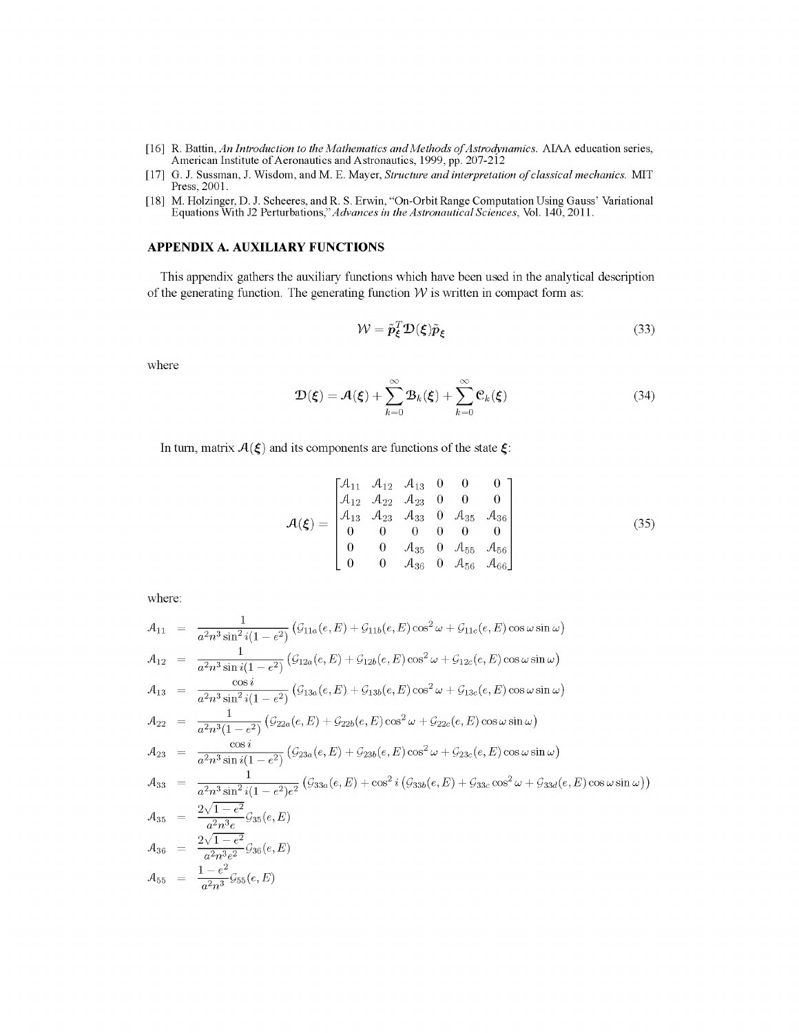[16] R. Battin, *An Introduction to the Mathematics and Methods of Astrodynamics*. AIAA education series, American Institute of Aeronautics and Astronautics, 1999, pp. 207-212

[17] G. J. Sussman, J. Wisdom, and M. E. Mayer, *Structure and interpretation of classical mechanics*. MIT Press, 2001.

[18] M. Holzinger, D. J. Scheeres, and R. S. Erwin, "On-Orbit Range Computation Using Gauss' Variational Equations With J2 Perturbations," *Advances in the Astronautical Sciences*, Vol. 140, 2011.

## APPENDIX A. AUXILIARY FUNCTIONS

This appendix gathers the auxiliary functions which have been used in the analytical description of the generating function. The generating function $\mathcal{W}$ is written in compact form as:

$$\mathcal{W} = \tilde{\boldsymbol{p}}_{\boldsymbol{\xi}}^T \boldsymbol{\mathcal{D}}(\boldsymbol{\xi}) \tilde{\boldsymbol{p}}_{\boldsymbol{\xi}} \tag{33}$$

where

$$\boldsymbol{\mathcal{D}}(\boldsymbol{\xi}) = \boldsymbol{\mathcal{A}}(\boldsymbol{\xi}) + \sum_{k=0}^{\infty} \boldsymbol{\mathcal{B}}_k(\boldsymbol{\xi}) + \sum_{k=0}^{\infty} \boldsymbol{\mathcal{C}}_k(\boldsymbol{\xi}) \tag{34}$$

In turn, matrix $\boldsymbol{\mathcal{A}}(\boldsymbol{\xi})$ and its components are functions of the state $\boldsymbol{\xi}$:

$$\boldsymbol{\mathcal{A}}(\boldsymbol{\xi}) = \begin{bmatrix} \mathcal{A}_{11} & \mathcal{A}_{12} & \mathcal{A}_{13} & 0 & 0 & 0 \\ \mathcal{A}_{12} & \mathcal{A}_{22} & \mathcal{A}_{23} & 0 & 0 & 0 \\ \mathcal{A}_{13} & \mathcal{A}_{23} & \mathcal{A}_{33} & 0 & \mathcal{A}_{35} & \mathcal{A}_{36} \\ 0 & 0 & 0 & 0 & 0 & 0 \\ 0 & 0 & \mathcal{A}_{35} & 0 & \mathcal{A}_{55} & \mathcal{A}_{56} \\ 0 & 0 & \mathcal{A}_{36} & 0 & \mathcal{A}_{56} & \mathcal{A}_{66} \end{bmatrix} \tag{35}$$

where:

$$\begin{aligned}
\mathcal{A}_{11} &= \frac{1}{a^2 n^3 \sin^2 i (1-e^2)} \left( \mathcal{G}_{11a}(e,E) + \mathcal{G}_{11b}(e,E)\cos^2\omega + \mathcal{G}_{11c}(e,E)\cos\omega\sin\omega \right) \\
\mathcal{A}_{12} &= \frac{1}{a^2 n^3 \sin i (1-e^2)} \left( \mathcal{G}_{12a}(e,E) + \mathcal{G}_{12b}(e,E)\cos^2\omega + \mathcal{G}_{12c}(e,E)\cos\omega\sin\omega \right) \\
\mathcal{A}_{13} &= \frac{\cos i}{a^2 n^3 \sin^2 i (1-e^2)} \left( \mathcal{G}_{13a}(e,E) + \mathcal{G}_{13b}(e,E)\cos^2\omega + \mathcal{G}_{13c}(e,E)\cos\omega\sin\omega \right) \\
\mathcal{A}_{22} &= \frac{1}{a^2 n^3 (1-e^2)} \left( \mathcal{G}_{22a}(e,E) + \mathcal{G}_{22b}(e,E)\cos^2\omega + \mathcal{G}_{22c}(e,E)\cos\omega\sin\omega \right) \\
\mathcal{A}_{23} &= \frac{\cos i}{a^2 n^3 \sin i (1-e^2)} \left( \mathcal{G}_{23a}(e,E) + \mathcal{G}_{23b}(e,E)\cos^2\omega + \mathcal{G}_{23c}(e,E)\cos\omega\sin\omega \right) \\
\mathcal{A}_{33} &= \frac{1}{a^2 n^3 \sin^2 i (1-e^2) e^2} \left( \mathcal{G}_{33a}(e,E) + \cos^2 i \left( \mathcal{G}_{33b}(e,E) + \mathcal{G}_{33c}\cos^2\omega + \mathcal{G}_{33d}(e,E)\cos\omega\sin\omega \right) \right) \\
\mathcal{A}_{35} &= \frac{2\sqrt{1-e^2}}{a^2 n^3 e} \mathcal{G}_{35}(e,E) \\
\mathcal{A}_{36} &= \frac{2\sqrt{1-e^2}}{a^2 n^3 e^2} \mathcal{G}_{36}(e,E) \\
\mathcal{A}_{55} &= \frac{1-e^2}{a^2 n^3} \mathcal{G}_{55}(e,E)
\end{aligned}$$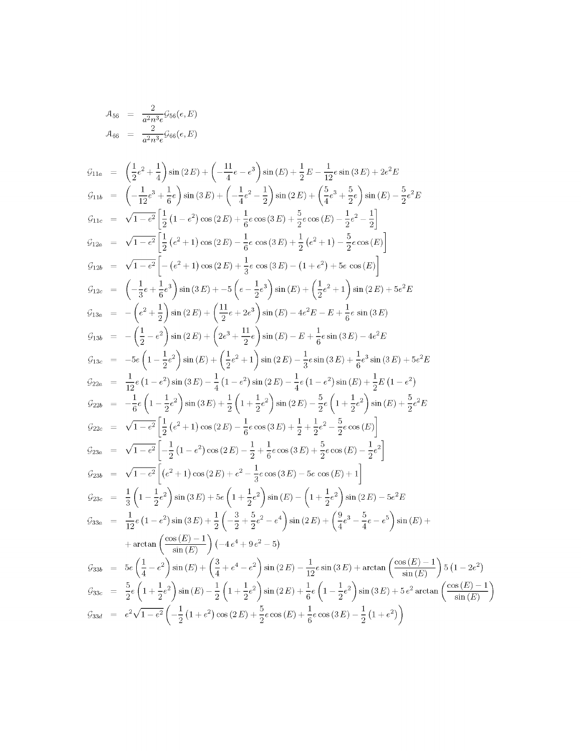$$\mathcal{A}_{56} = \frac{2}{a^2 n^3 e}\mathcal{G}_{56}(e,E)$$

$$\mathcal{A}_{66} = \frac{2}{a^2 n^3 e}\mathcal{G}_{66}(e,E)$$

$$\mathcal{G}_{11a} = \left(\frac{1}{2}e^2+\frac{1}{4}\right)\sin(2\,E)+\left(-\frac{11}{4}e-e^3\right)\sin(E)+\frac{1}{2}\,E-\frac{1}{12}e\sin(3\,E)+2e^2E$$

$$\mathcal{G}_{11b} = \left(-\frac{1}{12}e^3+\frac{1}{6}e\right)\sin(3\,E)+\left(-\frac{1}{4}e^2-\frac{1}{2}\right)\sin(2\,E)+\left(\frac{5}{4}e^3+\frac{5}{2}e\right)\sin(E)-\frac{5}{2}e^2E$$

$$\mathcal{G}_{11c} = \sqrt{1-e^2}\left[\frac{1}{2}\left(1-e^2\right)\cos(2\,E)+\frac{1}{6}e\cos(3\,E)+\frac{5}{2}e\cos(E)-\frac{1}{2}e^2-\frac{1}{2}\right]$$

$$\mathcal{G}_{12a} = \sqrt{1-e^2}\left[\frac{1}{2}\left(e^2+1\right)\cos(2\,E)-\frac{1}{6}e\,\cos(3\,E)+\frac{1}{2}\left(e^2+1\right)-\frac{5}{2}e\cos(E)\right]$$

$$\mathcal{G}_{12b} = \sqrt{1-e^2}\left[-\left(e^2+1\right)\cos(2\,E)+\frac{1}{3}e\,\cos(3\,E)-\left(1+e^2\right)+5e\,\cos(E)\right]$$

$$\mathcal{G}_{12c} = \left(-\frac{1}{3}e+\frac{1}{6}e^3\right)\sin(3\,E)+-5\left(e-\frac{1}{2}e^3\right)\sin(E)+\left(\frac{1}{2}e^2+1\right)\sin(2\,E)+5e^2E$$

$$\mathcal{G}_{13a} = -\left(e^2+\frac{1}{2}\right)\sin(2\,E)+\left(\frac{11}{2}e+2e^3\right)\sin(E)-4e^2E-E+\frac{1}{6}e\,\sin(3\,E)$$

$$\mathcal{G}_{13b} = -\left(\frac{1}{2}-e^2\right)\sin(2\,E)+\left(2e^3+\frac{11}{2}e\right)\sin(E)-E+\frac{1}{6}e\sin(3\,E)-4e^2E$$

$$\mathcal{G}_{13c} = -5e\left(1-\frac{1}{2}e^2\right)\sin(E)+\left(\frac{1}{2}e^2+1\right)\sin(2\,E)-\frac{1}{3}e\sin(3\,E)+\frac{1}{6}e^3\sin(3\,E)+5e^2E$$

$$\mathcal{G}_{22a} = \frac{1}{12}e\left(1-e^2\right)\sin(3\,E)-\frac{1}{4}\left(1-e^2\right)\sin(2\,E)-\frac{1}{4}e\left(1-e^2\right)\sin(E)+\frac{1}{2}E\left(1-e^2\right)$$

$$\mathcal{G}_{22b} = -\frac{1}{6}e\left(1-\frac{1}{2}e^2\right)\sin(3\,E)+\frac{1}{2}\left(1+\frac{1}{2}e^2\right)\sin(2\,E)-\frac{5}{2}e\left(1+\frac{1}{2}e^2\right)\sin(E)+\frac{5}{2}e^2E$$

$$\mathcal{G}_{22c} = \sqrt{1-e^2}\left[\frac{1}{2}\left(e^2+1\right)\cos(2\,E)-\frac{1}{6}e\cos(3\,E)+\frac{1}{2}+\frac{1}{2}e^2-\frac{5}{2}e\cos(E)\right]$$

$$\mathcal{G}_{23a} = \sqrt{1-e^2}\left[-\frac{1}{2}\left(1-e^2\right)\cos(2\,E)-\frac{1}{2}+\frac{1}{6}e\cos(3\,E)+\frac{5}{2}e\cos(E)-\frac{1}{2}e^2\right]$$

$$\mathcal{G}_{23b} = \sqrt{1-e^2}\left[\left(e^2+1\right)\cos(2\,E)+e^2-\frac{1}{3}e\cos(3\,E)-5e\,\cos(E)+1\right]$$

$$\mathcal{G}_{23c} = \frac{1}{3}\left(1-\frac{1}{2}e^2\right)\sin(3\,E)+5e\left(1+\frac{1}{2}e^2\right)\sin(E)-\left(1+\frac{1}{2}e^2\right)\sin(2\,E)-5e^2E$$

$$\mathcal{G}_{33a} = \frac{1}{12}e\left(1-e^2\right)\sin(3\,E)+\frac{1}{2}\left(-\frac{3}{2}+\frac{5}{2}e^2-e^4\right)\sin(2\,E)+\left(\frac{9}{4}e^3-\frac{5}{4}e-e^5\right)\sin(E)+ + \arctan\left(\frac{\cos(E)-1}{\sin(E)}\right)\left(-4\,e^4+9\,e^2-5\right)$$

$$\mathcal{G}_{33b} = 5e\left(\frac{1}{4}-e^2\right)\sin(E)+\left(\frac{3}{4}+e^4-e^2\right)\sin(2\,E)-\frac{1}{12}e\sin(3\,E)+\arctan\left(\frac{\cos(E)-1}{\sin(E)}\right)5\left(1-2e^2\right)$$

$$\mathcal{G}_{33c} = \frac{5}{2}e\left(1+\frac{1}{2}e^2\right)\sin(E)-\frac{1}{2}\left(1+\frac{1}{2}e^2\right)\sin(2\,E)+\frac{1}{6}e\left(1-\frac{1}{2}e^2\right)\sin(3\,E)+5\,e^2\arctan\left(\frac{\cos(E)-1}{\sin(E)}\right)$$

$$\mathcal{G}_{33d} = e^2\sqrt{1-e^2}\left(-\frac{1}{2}\left(1+e^2\right)\cos(2\,E)+\frac{5}{2}e\cos(E)+\frac{1}{6}e\cos(3\,E)-\frac{1}{2}\left(1+e^2\right)\right)$$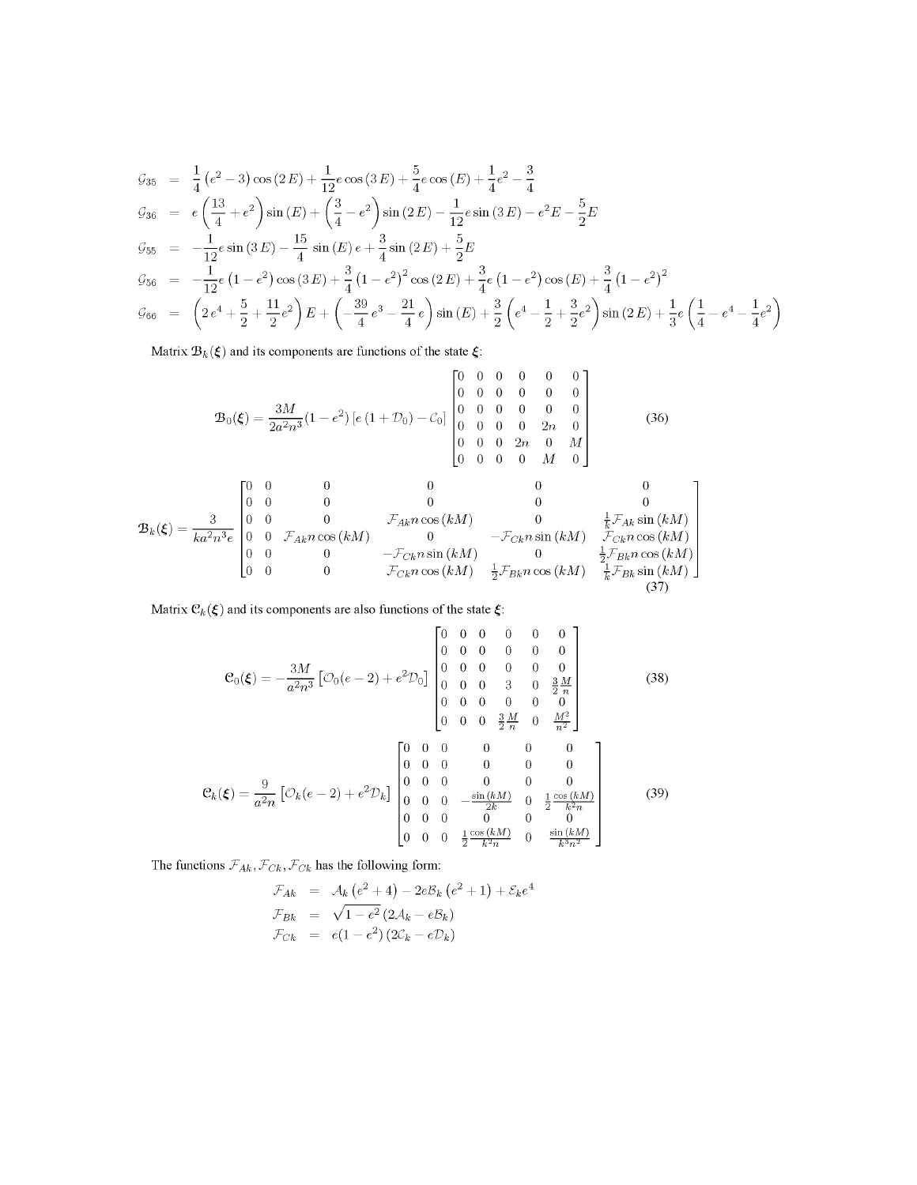$$
\begin{aligned}
\mathcal{G}_{35} &= \frac{1}{4}\left(e^2-3\right)\cos(2E)+\frac{1}{12}e\cos(3E)+\frac{5}{4}e\cos(E)+\frac{1}{4}e^2-\frac{3}{4}\\
\mathcal{G}_{36} &= e\left(\frac{13}{4}+e^2\right)\sin(E)+\left(\frac{3}{4}-e^2\right)\sin(2E)-\frac{1}{12}e\sin(3E)-e^2E-\frac{5}{2}E\\
\mathcal{G}_{55} &= -\frac{1}{12}e\sin(3E)-\frac{15}{4}\sin(E)e+\frac{3}{4}\sin(2E)+\frac{5}{2}E\\
\mathcal{G}_{56} &= -\frac{1}{12}e\left(1-e^2\right)\cos(3E)+\frac{3}{4}\left(1-e^2\right)^2\cos(2E)+\frac{3}{4}e\left(1-e^2\right)\cos(E)+\frac{3}{4}\left(1-e^2\right)^2\\
\mathcal{G}_{66} &= \left(2e^4+\frac{5}{2}+\frac{11}{2}e^2\right)E+\left(-\frac{39}{4}e^3-\frac{21}{4}e\right)\sin(E)+\frac{3}{2}\left(e^4-\frac{1}{2}+\frac{3}{2}e^2\right)\sin(2E)+\frac{1}{3}e\left(\frac{1}{4}-e^4-\frac{1}{4}e^2\right)
\end{aligned}
$$

Matrix $\mathfrak{B}_k(\boldsymbol{\xi})$ and its components are functions of the state $\boldsymbol{\xi}$:

$$
\mathfrak{B}_0(\boldsymbol{\xi})=\frac{3M}{2a^2n^3}(1-e^2)\left[e\left(1+\mathcal{D}_0\right)-\mathcal{C}_0\right]\begin{bmatrix}0&0&0&0&0&0\\0&0&0&0&0&0\\0&0&0&0&0&0\\0&0&0&0&2n&0\\0&0&0&2n&0&M\\0&0&0&0&M&0\end{bmatrix} \tag{36}
$$

$$
\mathfrak{B}_k(\boldsymbol{\xi})=\frac{3}{ka^2n^3e}\begin{bmatrix}0&0&0&0&0&0\\0&0&0&0&0&0\\0&0&0&\mathcal{F}_{Ak}n\cos(kM)&0&\frac{1}{k}\mathcal{F}_{Ak}\sin(kM)\\0&0&\mathcal{F}_{Ak}n\cos(kM)&0&-\mathcal{F}_{Ck}n\sin(kM)&\mathcal{F}_{Ck}n\cos(kM)\\0&0&0&-\mathcal{F}_{Ck}n\sin(kM)&0&\frac{1}{2}\mathcal{F}_{Bk}n\cos(kM)\\0&0&0&\mathcal{F}_{Ck}n\cos(kM)&\frac{1}{2}\mathcal{F}_{Bk}n\cos(kM)&\frac{1}{k}\mathcal{F}_{Bk}\sin(kM)\end{bmatrix} \tag{37}
$$

Matrix $\mathfrak{C}_k(\boldsymbol{\xi})$ and its components are also functions of the state $\boldsymbol{\xi}$:

$$
\mathfrak{C}_0(\boldsymbol{\xi})=-\frac{3M}{a^2n^3}\left[\mathcal{O}_0(e-2)+e^2\mathcal{D}_0\right]\begin{bmatrix}0&0&0&0&0&0\\0&0&0&0&0&0\\0&0&0&0&0&0\\0&0&0&3&0&\frac{3}{2}\frac{M}{n}\\0&0&0&0&0&0\\0&0&0&\frac{3}{2}\frac{M}{n}&0&\frac{M^2}{n^2}\end{bmatrix} \tag{38}
$$

$$
\mathfrak{C}_k(\boldsymbol{\xi})=\frac{9}{a^2n}\left[\mathcal{O}_k(e-2)+e^2\mathcal{D}_k\right]\begin{bmatrix}0&0&0&0&0&0\\0&0&0&0&0&0\\0&0&0&0&0&0\\0&0&0&-\frac{\sin(kM)}{2k}&0&\frac{1}{2}\frac{\cos(kM)}{k^2n}\\0&0&0&0&0&0\\0&0&0&\frac{1}{2}\frac{\cos(kM)}{k^2n}&0&\frac{\sin(kM)}{k^3n^2}\end{bmatrix} \tag{39}
$$

The functions $\mathcal{F}_{Ak},\mathcal{F}_{Ck},\mathcal{F}_{Ck}$ has the following form:

$$
\begin{aligned}
\mathcal{F}_{Ak} &= \mathcal{A}_k\left(e^2+4\right)-2e\mathcal{B}_k\left(e^2+1\right)+\mathcal{E}_ke^4\\
\mathcal{F}_{Bk} &= \sqrt{1-e^2}\left(2\mathcal{A}_k-e\mathcal{B}_k\right)\\
\mathcal{F}_{Ck} &= e(1-e^2)\left(2\mathcal{C}_k-e\mathcal{D}_k\right)
\end{aligned}
$$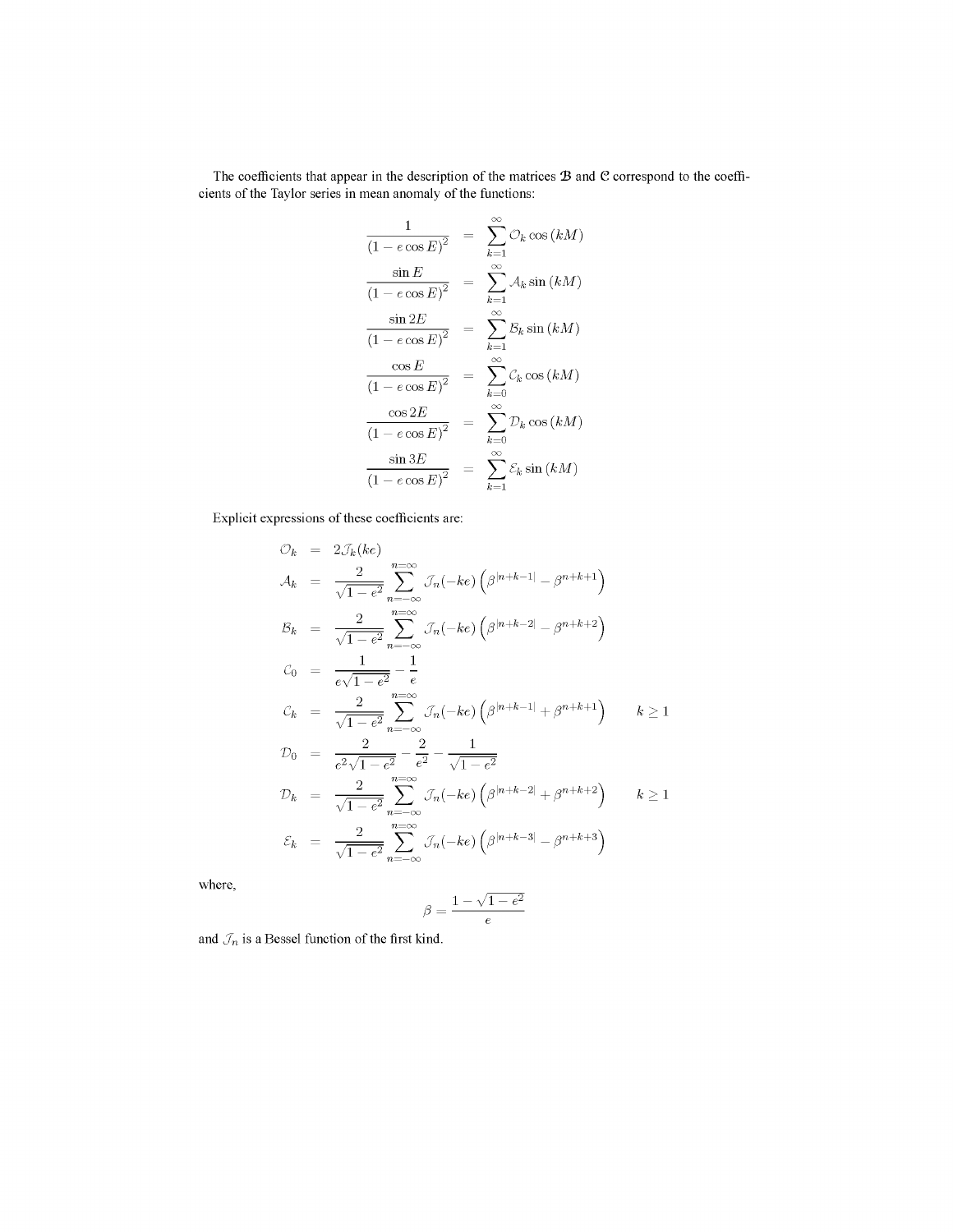The coefficients that appear in the description of the matrices $\mathfrak{B}$ and $\mathfrak{C}$ correspond to the coefficients of the Taylor series in mean anomaly of the functions:

$$
\begin{aligned}
\frac{1}{(1-e\cos E)^2} &= \sum_{k=1}^{\infty} \mathcal{O}_k \cos(kM) \\
\frac{\sin E}{(1-e\cos E)^2} &= \sum_{k=1}^{\infty} \mathcal{A}_k \sin(kM) \\
\frac{\sin 2E}{(1-e\cos E)^2} &= \sum_{k=1}^{\infty} \mathcal{B}_k \sin(kM) \\
\frac{\cos E}{(1-e\cos E)^2} &= \sum_{k=0}^{\infty} \mathcal{C}_k \cos(kM) \\
\frac{\cos 2E}{(1-e\cos E)^2} &= \sum_{k=0}^{\infty} \mathcal{D}_k \cos(kM) \\
\frac{\sin 3E}{(1-e\cos E)^2} &= \sum_{k=1}^{\infty} \mathcal{E}_k \sin(kM)
\end{aligned}
$$

Explicit expressions of these coefficients are:

$$
\begin{aligned}
\mathcal{O}_k &= 2\mathcal{J}_k(ke) \\
\mathcal{A}_k &= \frac{2}{\sqrt{1-e^2}} \sum_{n=-\infty}^{n=\infty} \mathcal{J}_n(-ke)\left(\beta^{|n+k-1|} - \beta^{n+k+1}\right) \\
\mathcal{B}_k &= \frac{2}{\sqrt{1-e^2}} \sum_{n=-\infty}^{n=\infty} \mathcal{J}_n(-ke)\left(\beta^{|n+k-2|} - \beta^{n+k+2}\right) \\
\mathcal{C}_0 &= \frac{1}{e\sqrt{1-e^2}} - \frac{1}{e} \\
\mathcal{C}_k &= \frac{2}{\sqrt{1-e^2}} \sum_{n=-\infty}^{n=\infty} \mathcal{J}_n(-ke)\left(\beta^{|n+k-1|} + \beta^{n+k+1}\right) \qquad k \geq 1 \\
\mathcal{D}_0 &= \frac{2}{e^2\sqrt{1-e^2}} - \frac{2}{e^2} - \frac{1}{\sqrt{1-e^2}} \\
\mathcal{D}_k &= \frac{2}{\sqrt{1-e^2}} \sum_{n=-\infty}^{n=\infty} \mathcal{J}_n(-ke)\left(\beta^{|n+k-2|} + \beta^{n+k+2}\right) \qquad k \geq 1 \\
\mathcal{E}_k &= \frac{2}{\sqrt{1-e^2}} \sum_{n=-\infty}^{n=\infty} \mathcal{J}_n(-ke)\left(\beta^{|n+k-3|} - \beta^{n+k+3}\right)
\end{aligned}
$$

where,

$$
\beta = \frac{1-\sqrt{1-e^2}}{e}
$$

and $\mathcal{J}_n$ is a Bessel function of the first kind.